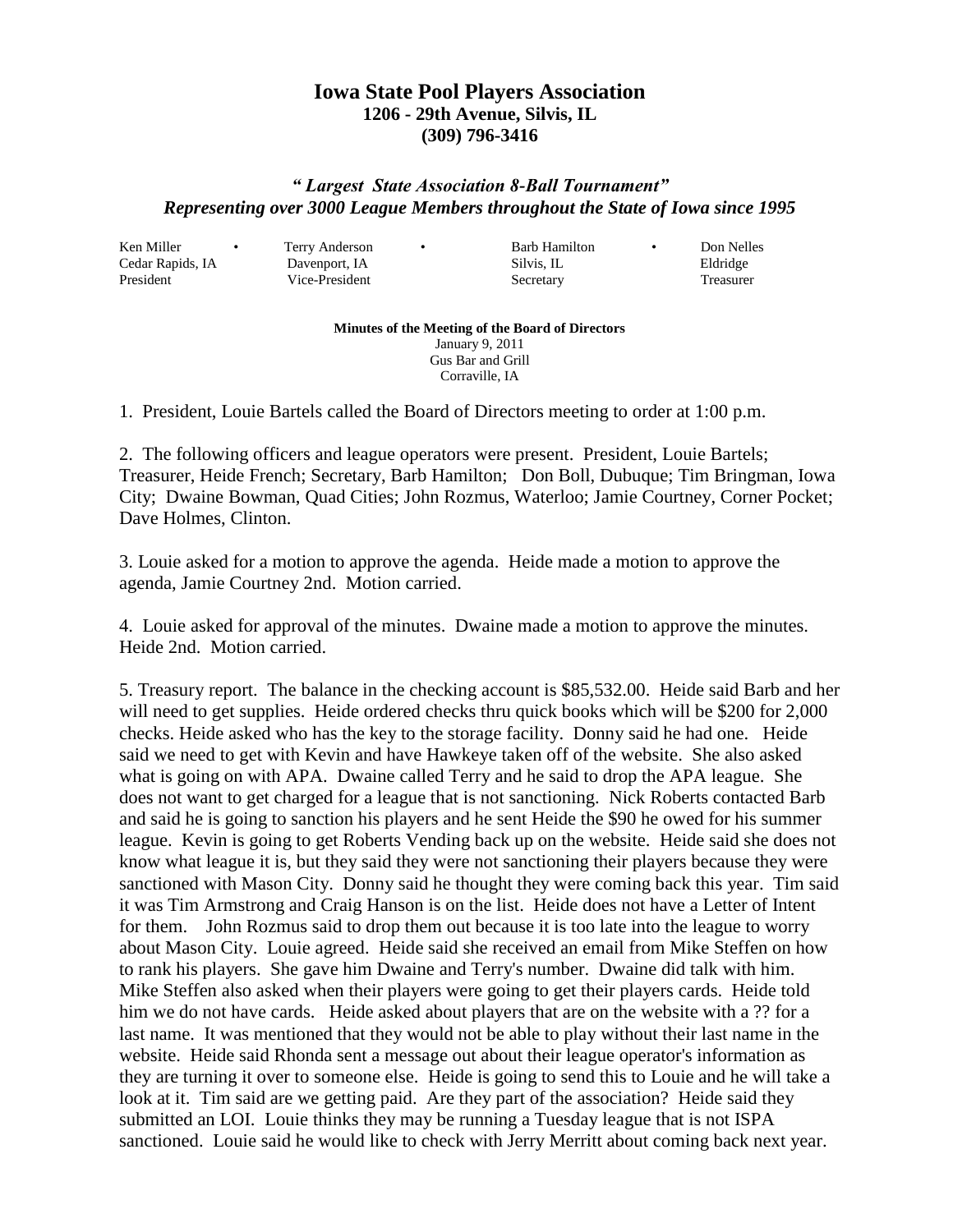# Iowa State Pool Players Association

**1206 - 29th Avenue, Silvis, IL**
**(309) 796-3416**

***" Largest State Association 8-Ball Tournament"***
***Representing over 3000 League Members throughout the State of Iowa since 1995***

| Ken Miller | Terry Anderson | Barb Hamilton | Don Nelles |
|---|---|---|---|
| Cedar Rapids, IA | Davenport, IA | Silvis, IL | Eldridge |
| President | Vice-President | Secretary | Treasurer |

**Minutes of the Meeting of the Board of Directors**
January 9, 2011
Gus Bar and Grill
Corraville, IA

1. President, Louie Bartels called the Board of Directors meeting to order at 1:00 p.m.

2. The following officers and league operators were present. President, Louie Bartels; Treasurer, Heide French; Secretary, Barb Hamilton; Don Boll, Dubuque; Tim Bringman, Iowa City; Dwaine Bowman, Quad Cities; John Rozmus, Waterloo; Jamie Courtney, Corner Pocket; Dave Holmes, Clinton.

3. Louie asked for a motion to approve the agenda. Heide made a motion to approve the agenda, Jamie Courtney 2nd. Motion carried.

4. Louie asked for approval of the minutes. Dwaine made a motion to approve the minutes. Heide 2nd. Motion carried.

5. Treasury report. The balance in the checking account is $85,532.00. Heide said Barb and her will need to get supplies. Heide ordered checks thru quick books which will be $200 for 2,000 checks. Heide asked who has the key to the storage facility. Donny said he had one. Heide said we need to get with Kevin and have Hawkeye taken off of the website. She also asked what is going on with APA. Dwaine called Terry and he said to drop the APA league. She does not want to get charged for a league that is not sanctioning. Nick Roberts contacted Barb and said he is going to sanction his players and he sent Heide the $90 he owed for his summer league. Kevin is going to get Roberts Vending back up on the website. Heide said she does not know what league it is, but they said they were not sanctioning their players because they were sanctioned with Mason City. Donny said he thought they were coming back this year. Tim said it was Tim Armstrong and Craig Hanson is on the list. Heide does not have a Letter of Intent for them. John Rozmus said to drop them out because it is too late into the league to worry about Mason City. Louie agreed. Heide said she received an email from Mike Steffen on how to rank his players. She gave him Dwaine and Terry's number. Dwaine did talk with him. Mike Steffen also asked when their players were going to get their players cards. Heide told him we do not have cards. Heide asked about players that are on the website with a ?? for a last name. It was mentioned that they would not be able to play without their last name in the website. Heide said Rhonda sent a message out about their league operator's information as they are turning it over to someone else. Heide is going to send this to Louie and he will take a look at it. Tim said are we getting paid. Are they part of the association? Heide said they submitted an LOI. Louie thinks they may be running a Tuesday league that is not ISPA sanctioned. Louie said he would like to check with Jerry Merritt about coming back next year.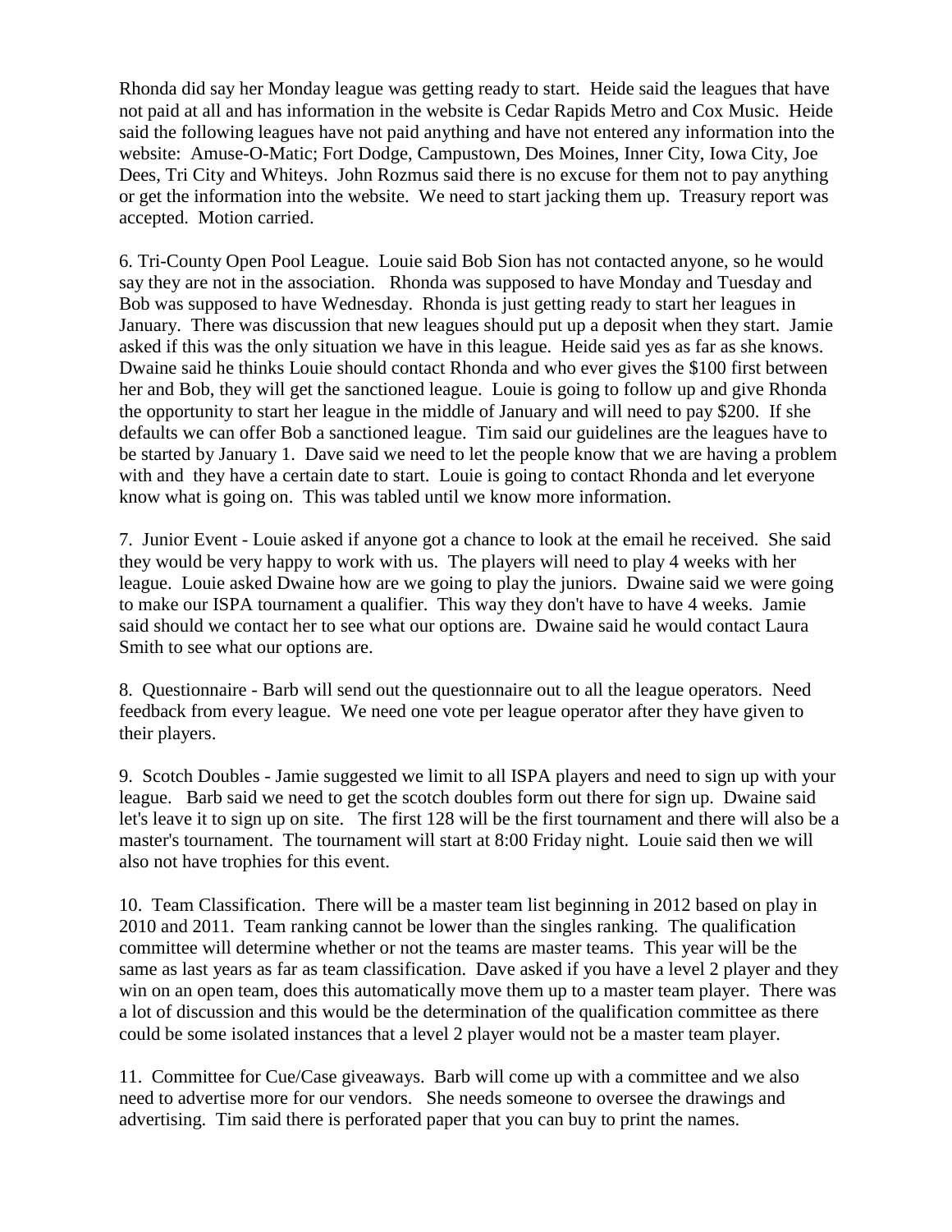Rhonda did say her Monday league was getting ready to start. Heide said the leagues that have not paid at all and has information in the website is Cedar Rapids Metro and Cox Music. Heide said the following leagues have not paid anything and have not entered any information into the website: Amuse-O-Matic; Fort Dodge, Campustown, Des Moines, Inner City, Iowa City, Joe Dees, Tri City and Whiteys. John Rozmus said there is no excuse for them not to pay anything or get the information into the website. We need to start jacking them up. Treasury report was accepted. Motion carried.

6. Tri-County Open Pool League. Louie said Bob Sion has not contacted anyone, so he would say they are not in the association. Rhonda was supposed to have Monday and Tuesday and Bob was supposed to have Wednesday. Rhonda is just getting ready to start her leagues in January. There was discussion that new leagues should put up a deposit when they start. Jamie asked if this was the only situation we have in this league. Heide said yes as far as she knows. Dwaine said he thinks Louie should contact Rhonda and who ever gives the $100 first between her and Bob, they will get the sanctioned league. Louie is going to follow up and give Rhonda the opportunity to start her league in the middle of January and will need to pay $200. If she defaults we can offer Bob a sanctioned league. Tim said our guidelines are the leagues have to be started by January 1. Dave said we need to let the people know that we are having a problem with and they have a certain date to start. Louie is going to contact Rhonda and let everyone know what is going on. This was tabled until we know more information.

7. Junior Event - Louie asked if anyone got a chance to look at the email he received. She said they would be very happy to work with us. The players will need to play 4 weeks with her league. Louie asked Dwaine how are we going to play the juniors. Dwaine said we were going to make our ISPA tournament a qualifier. This way they don't have to have 4 weeks. Jamie said should we contact her to see what our options are. Dwaine said he would contact Laura Smith to see what our options are.

8. Questionnaire - Barb will send out the questionnaire out to all the league operators. Need feedback from every league. We need one vote per league operator after they have given to their players.

9. Scotch Doubles - Jamie suggested we limit to all ISPA players and need to sign up with your league. Barb said we need to get the scotch doubles form out there for sign up. Dwaine said let's leave it to sign up on site. The first 128 will be the first tournament and there will also be a master's tournament. The tournament will start at 8:00 Friday night. Louie said then we will also not have trophies for this event.

10. Team Classification. There will be a master team list beginning in 2012 based on play in 2010 and 2011. Team ranking cannot be lower than the singles ranking. The qualification committee will determine whether or not the teams are master teams. This year will be the same as last years as far as team classification. Dave asked if you have a level 2 player and they win on an open team, does this automatically move them up to a master team player. There was a lot of discussion and this would be the determination of the qualification committee as there could be some isolated instances that a level 2 player would not be a master team player.

11. Committee for Cue/Case giveaways. Barb will come up with a committee and we also need to advertise more for our vendors. She needs someone to oversee the drawings and advertising. Tim said there is perforated paper that you can buy to print the names.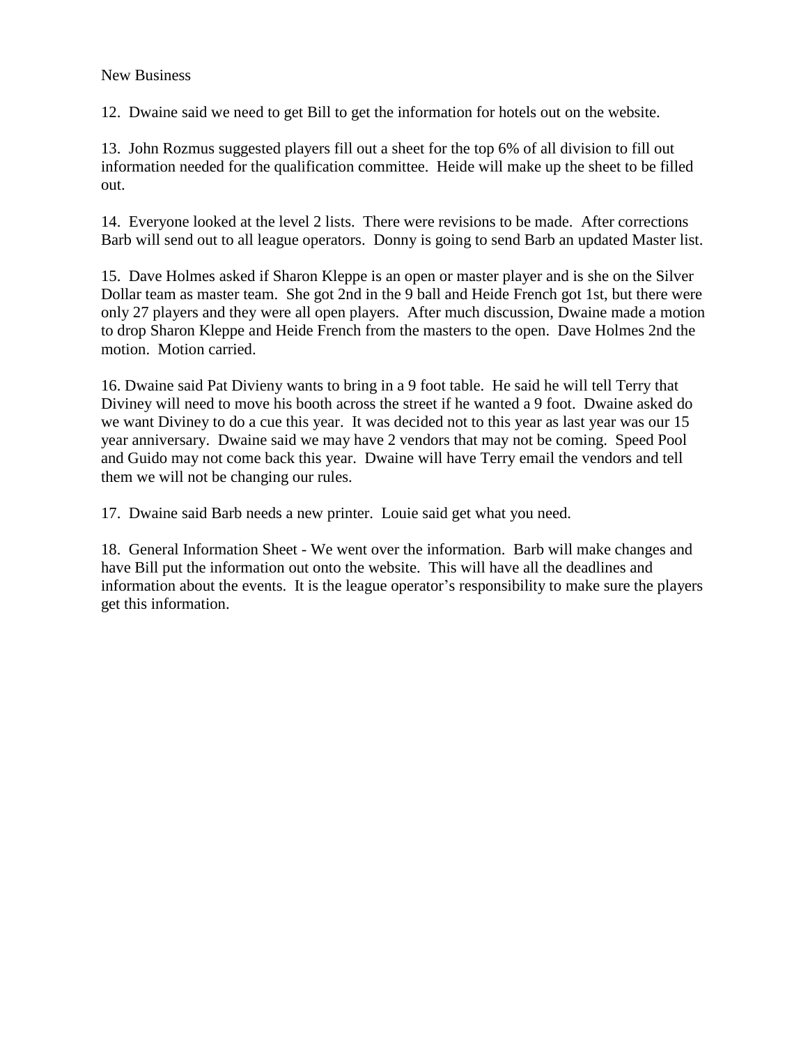New Business

12. Dwaine said we need to get Bill to get the information for hotels out on the website.

13. John Rozmus suggested players fill out a sheet for the top 6% of all division to fill out information needed for the qualification committee. Heide will make up the sheet to be filled out.

14. Everyone looked at the level 2 lists. There were revisions to be made. After corrections Barb will send out to all league operators. Donny is going to send Barb an updated Master list.

15. Dave Holmes asked if Sharon Kleppe is an open or master player and is she on the Silver Dollar team as master team. She got 2nd in the 9 ball and Heide French got 1st, but there were only 27 players and they were all open players. After much discussion, Dwaine made a motion to drop Sharon Kleppe and Heide French from the masters to the open. Dave Holmes 2nd the motion. Motion carried.

16. Dwaine said Pat Divieny wants to bring in a 9 foot table. He said he will tell Terry that Diviney will need to move his booth across the street if he wanted a 9 foot. Dwaine asked do we want Diviney to do a cue this year. It was decided not to this year as last year was our 15 year anniversary. Dwaine said we may have 2 vendors that may not be coming. Speed Pool and Guido may not come back this year. Dwaine will have Terry email the vendors and tell them we will not be changing our rules.

17. Dwaine said Barb needs a new printer. Louie said get what you need.

18. General Information Sheet - We went over the information. Barb will make changes and have Bill put the information out onto the website. This will have all the deadlines and information about the events. It is the league operator's responsibility to make sure the players get this information.